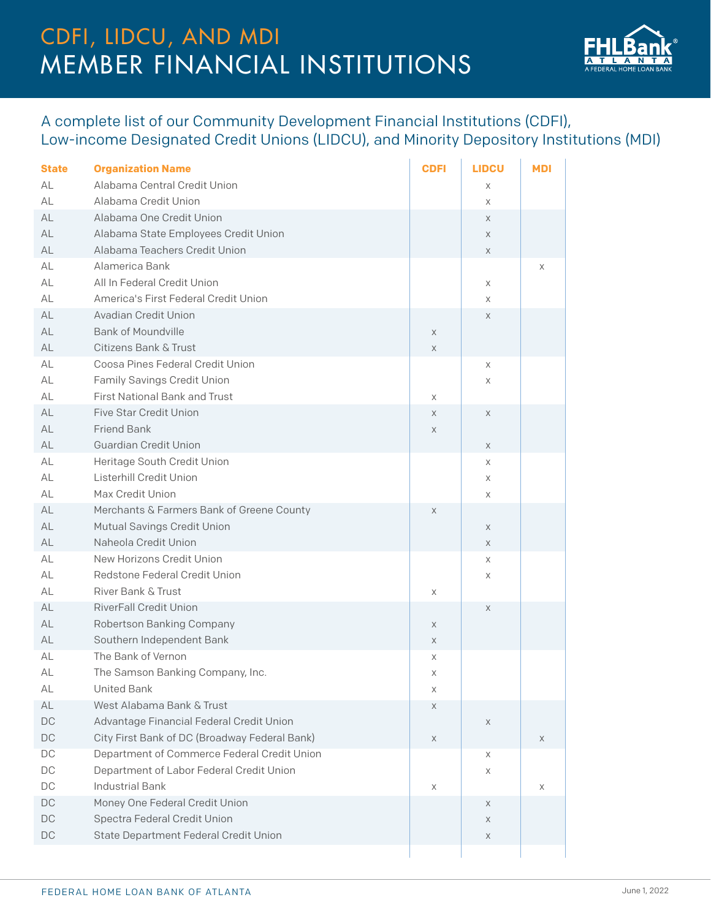# CDFI, LIDCU, AND MDI
# MEMBER FINANCIAL INSTITUTIONS

## A complete list of our Community Development Financial Institutions (CDFI), Low-income Designated Credit Unions (LIDCU), and Minority Depository Institutions (MDI)

| State | Organization Name | CDFI | LIDCU | MDI |
|---|---|---|---|---|
| AL | Alabama Central Credit Union | | x | |
| AL | Alabama Credit Union | | x | |
| AL | Alabama One Credit Union | | x | |
| AL | Alabama State Employees Credit Union | | x | |
| AL | Alabama Teachers Credit Union | | x | |
| AL | Alamerica Bank | | | x |
| AL | All In Federal Credit Union | | x | |
| AL | America's First Federal Credit Union | | x | |
| AL | Avadian Credit Union | | x | |
| AL | Bank of Moundville | x | | |
| AL | Citizens Bank & Trust | x | | |
| AL | Coosa Pines Federal Credit Union | | x | |
| AL | Family Savings Credit Union | | x | |
| AL | First National Bank and Trust | x | | |
| AL | Five Star Credit Union | x | x | |
| AL | Friend Bank | x | | |
| AL | Guardian Credit Union | | x | |
| AL | Heritage South Credit Union | | x | |
| AL | Listerhill Credit Union | | x | |
| AL | Max Credit Union | | x | |
| AL | Merchants & Farmers Bank of Greene County | x | | |
| AL | Mutual Savings Credit Union | | x | |
| AL | Naheola Credit Union | | x | |
| AL | New Horizons Credit Union | | x | |
| AL | Redstone Federal Credit Union | | x | |
| AL | River Bank & Trust | x | | |
| AL | RiverFall Credit Union | | x | |
| AL | Robertson Banking Company | x | | |
| AL | Southern Independent Bank | x | | |
| AL | The Bank of Vernon | x | | |
| AL | The Samson Banking Company, Inc. | x | | |
| AL | United Bank | x | | |
| AL | West Alabama Bank & Trust | x | | |
| DC | Advantage Financial Federal Credit Union | | x | |
| DC | City First Bank of DC (Broadway Federal Bank) | x | | x |
| DC | Department of Commerce Federal Credit Union | | x | |
| DC | Department of Labor Federal Credit Union | | x | |
| DC | Industrial Bank | x | | x |
| DC | Money One Federal Credit Union | | x | |
| DC | Spectra Federal Credit Union | | x | |
| DC | State Department Federal Credit Union | | x | |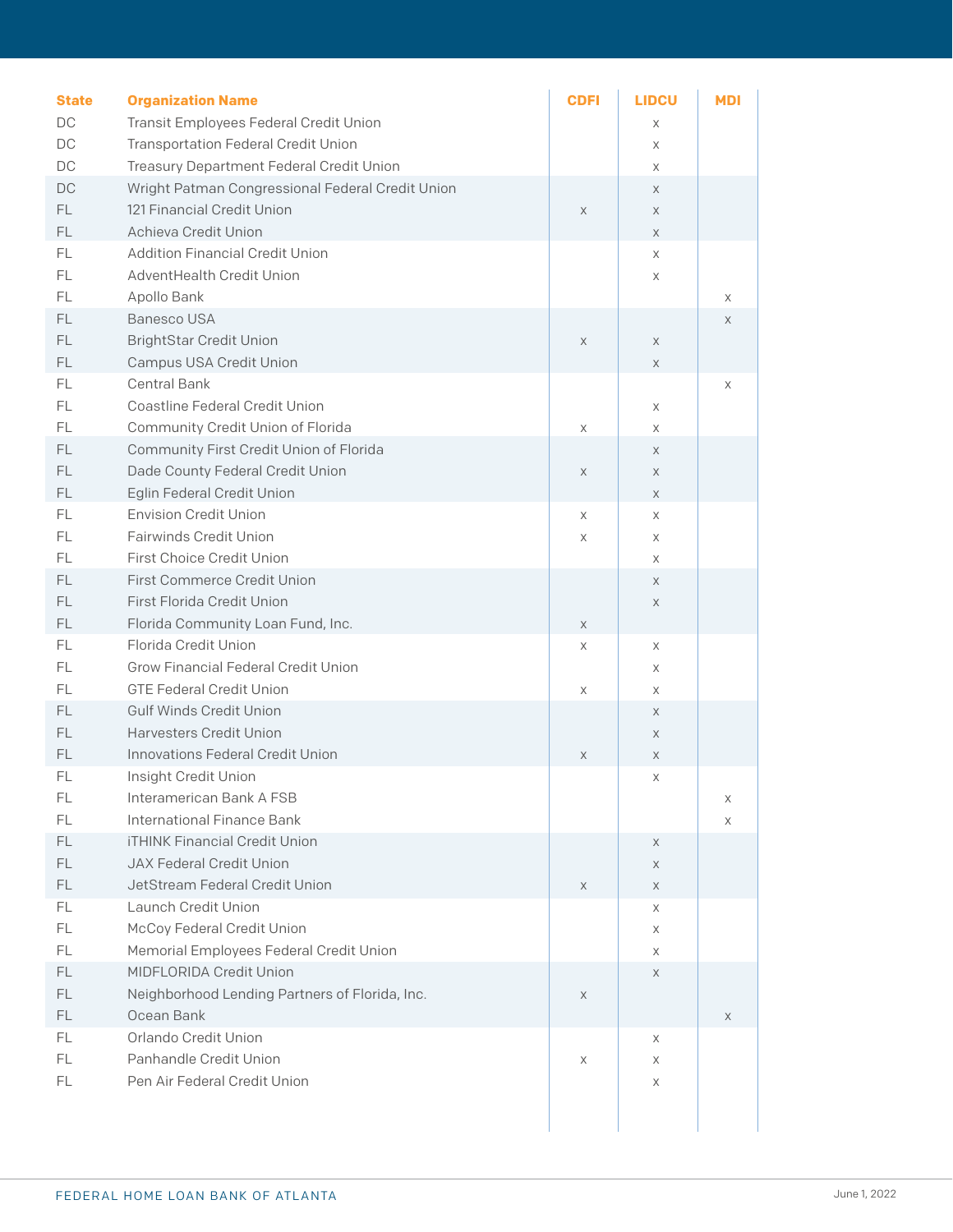| State | Organization Name | CDFI | LIDCU | MDI |
|---|---|---|---|---|
| DC | Transit Employees Federal Credit Union | | x | |
| DC | Transportation Federal Credit Union | | x | |
| DC | Treasury Department Federal Credit Union | | x | |
| DC | Wright Patman Congressional Federal Credit Union | | x | |
| FL | 121 Financial Credit Union | x | x | |
| FL | Achieva Credit Union | | x | |
| FL | Addition Financial Credit Union | | x | |
| FL | AdventHealth Credit Union | | x | |
| FL | Apollo Bank | | | x |
| FL | Banesco USA | | | x |
| FL | BrightStar Credit Union | x | x | |
| FL | Campus USA Credit Union | | x | |
| FL | Central Bank | | | x |
| FL | Coastline Federal Credit Union | | x | |
| FL | Community Credit Union of Florida | x | x | |
| FL | Community First Credit Union of Florida | | x | |
| FL | Dade County Federal Credit Union | x | x | |
| FL | Eglin Federal Credit Union | | x | |
| FL | Envision Credit Union | x | x | |
| FL | Fairwinds Credit Union | x | x | |
| FL | First Choice Credit Union | | x | |
| FL | First Commerce Credit Union | | x | |
| FL | First Florida Credit Union | | x | |
| FL | Florida Community Loan Fund, Inc. | x | | |
| FL | Florida Credit Union | x | x | |
| FL | Grow Financial Federal Credit Union | | x | |
| FL | GTE Federal Credit Union | x | x | |
| FL | Gulf Winds Credit Union | | x | |
| FL | Harvesters Credit Union | | x | |
| FL | Innovations Federal Credit Union | x | x | |
| FL | Insight Credit Union | | x | |
| FL | Interamerican Bank A FSB | | | x |
| FL | International Finance Bank | | | x |
| FL | iTHINK Financial Credit Union | | x | |
| FL | JAX Federal Credit Union | | x | |
| FL | JetStream Federal Credit Union | x | x | |
| FL | Launch Credit Union | | x | |
| FL | McCoy Federal Credit Union | | x | |
| FL | Memorial Employees Federal Credit Union | | x | |
| FL | MIDFLORIDA Credit Union | | x | |
| FL | Neighborhood Lending Partners of Florida, Inc. | x | | |
| FL | Ocean Bank | | | x |
| FL | Orlando Credit Union | | x | |
| FL | Panhandle Credit Union | x | x | |
| FL | Pen Air Federal Credit Union | | x | |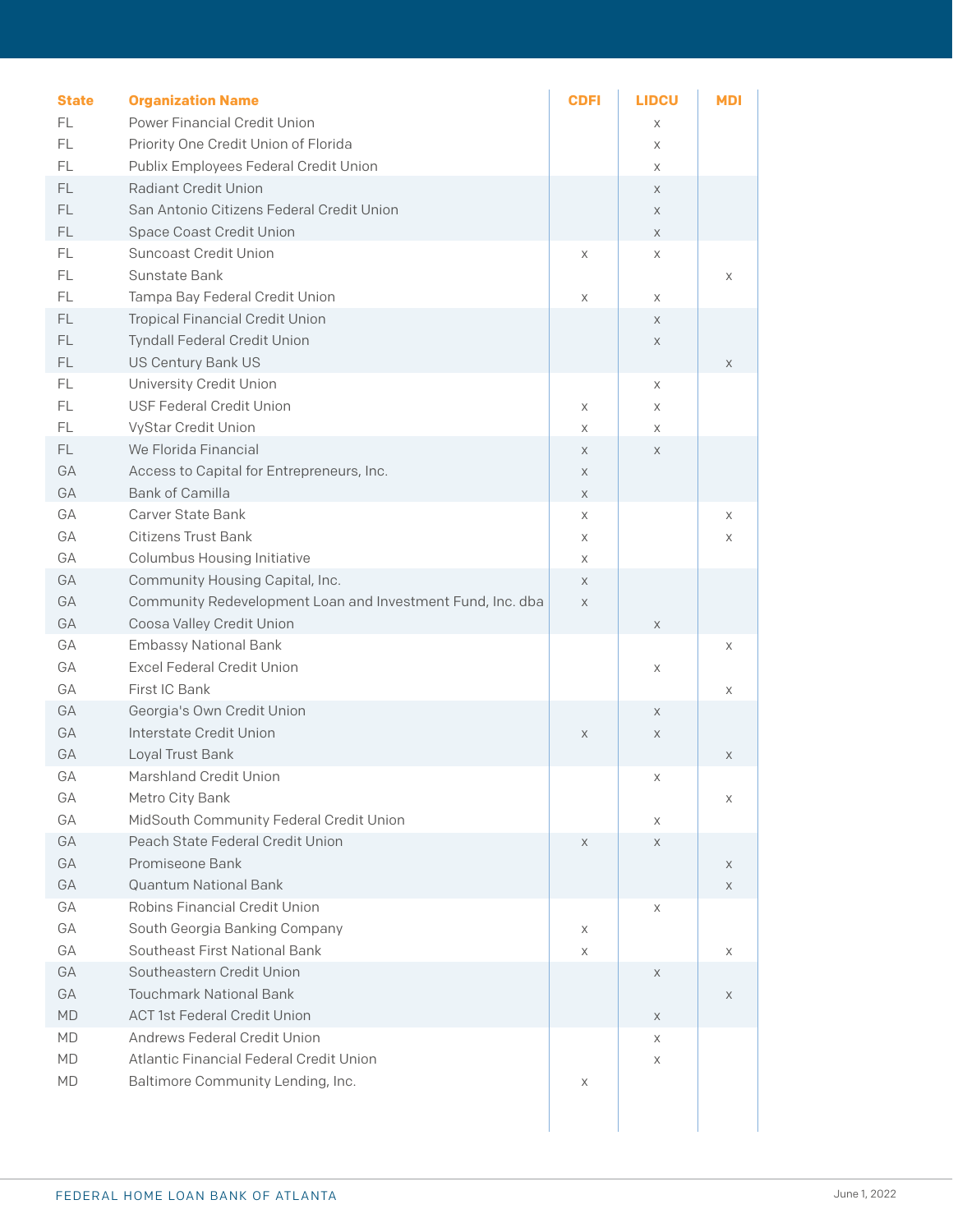| State | Organization Name | CDFI | LIDCU | MDI |
|---|---|---|---|---|
| FL | Power Financial Credit Union | | x | |
| FL | Priority One Credit Union of Florida | | x | |
| FL | Publix Employees Federal Credit Union | | x | |
| FL | Radiant Credit Union | | x | |
| FL | San Antonio Citizens Federal Credit Union | | x | |
| FL | Space Coast Credit Union | | x | |
| FL | Suncoast Credit Union | x | x | |
| FL | Sunstate Bank | | | x |
| FL | Tampa Bay Federal Credit Union | x | x | |
| FL | Tropical Financial Credit Union | | x | |
| FL | Tyndall Federal Credit Union | | x | |
| FL | US Century Bank US | | | x |
| FL | University Credit Union | | x | |
| FL | USF Federal Credit Union | x | x | |
| FL | VyStar Credit Union | x | x | |
| FL | We Florida Financial | x | x | |
| GA | Access to Capital for Entrepreneurs, Inc. | x | | |
| GA | Bank of Camilla | x | | |
| GA | Carver State Bank | x | | x |
| GA | Citizens Trust Bank | x | | x |
| GA | Columbus Housing Initiative | x | | |
| GA | Community Housing Capital, Inc. | x | | |
| GA | Community Redevelopment Loan and Investment Fund, Inc. dba | x | | |
| GA | Coosa Valley Credit Union | | x | |
| GA | Embassy National Bank | | | x |
| GA | Excel Federal Credit Union | | x | |
| GA | First IC Bank | | | x |
| GA | Georgia's Own Credit Union | | x | |
| GA | Interstate Credit Union | x | x | |
| GA | Loyal Trust Bank | | | x |
| GA | Marshland Credit Union | | x | |
| GA | Metro City Bank | | | x |
| GA | MidSouth Community Federal Credit Union | | x | |
| GA | Peach State Federal Credit Union | x | x | |
| GA | Promiseone Bank | | | x |
| GA | Quantum National Bank | | | x |
| GA | Robins Financial Credit Union | | x | |
| GA | South Georgia Banking Company | x | | |
| GA | Southeast First National Bank | x | | x |
| GA | Southeastern Credit Union | | x | |
| GA | Touchmark National Bank | | | x |
| MD | ACT 1st Federal Credit Union | | x | |
| MD | Andrews Federal Credit Union | | x | |
| MD | Atlantic Financial Federal Credit Union | | x | |
| MD | Baltimore Community Lending, Inc. | x | | |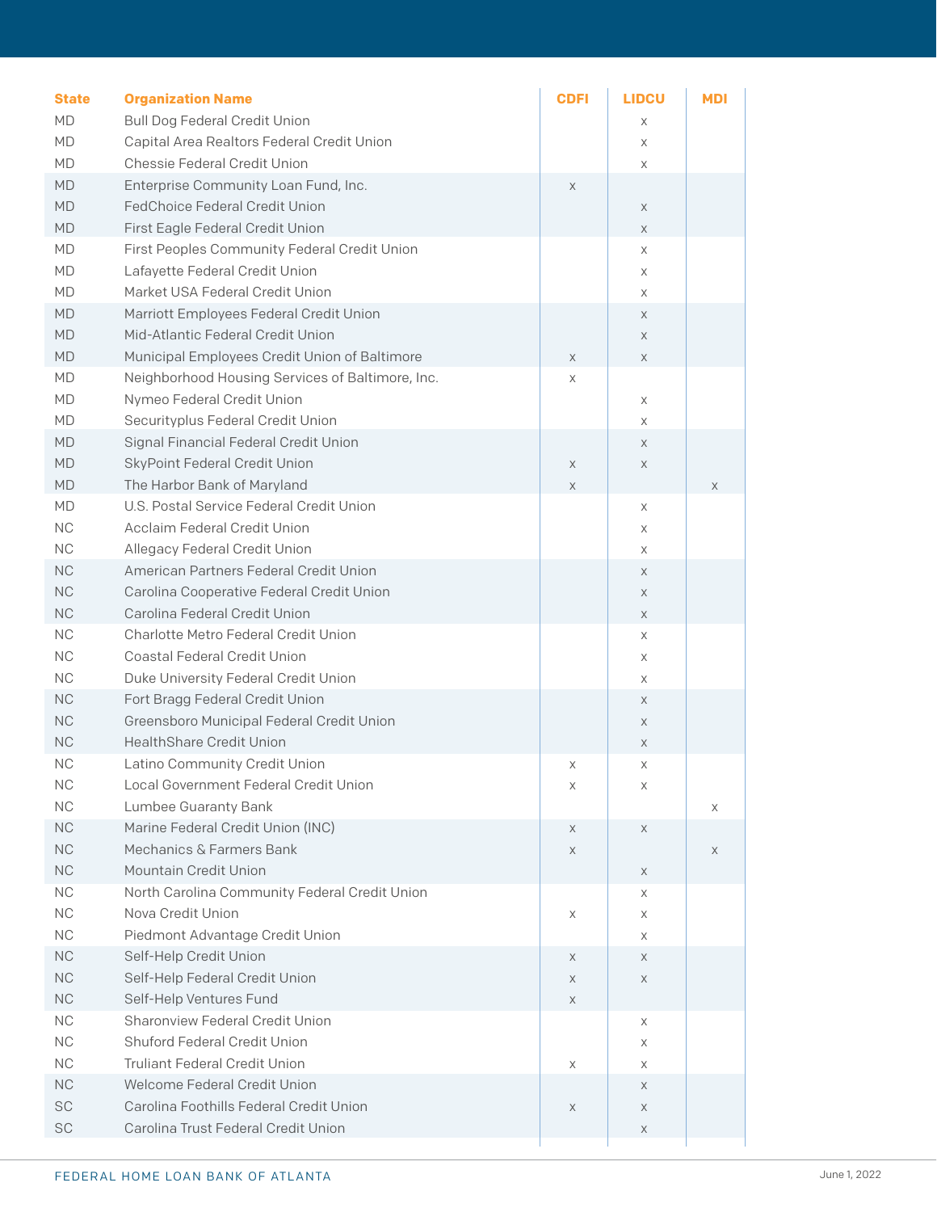| State | Organization Name | CDFI | LIDCU | MDI |
|---|---|---|---|---|
| MD | Bull Dog Federal Credit Union | | x | |
| MD | Capital Area Realtors Federal Credit Union | | x | |
| MD | Chessie Federal Credit Union | | x | |
| MD | Enterprise Community Loan Fund, Inc. | x | | |
| MD | FedChoice Federal Credit Union | | x | |
| MD | First Eagle Federal Credit Union | | x | |
| MD | First Peoples Community Federal Credit Union | | x | |
| MD | Lafayette Federal Credit Union | | x | |
| MD | Market USA Federal Credit Union | | x | |
| MD | Marriott Employees Federal Credit Union | | x | |
| MD | Mid-Atlantic Federal Credit Union | | x | |
| MD | Municipal Employees Credit Union of Baltimore | x | x | |
| MD | Neighborhood Housing Services of Baltimore, Inc. | x | | |
| MD | Nymeo Federal Credit Union | | x | |
| MD | Securityplus Federal Credit Union | | x | |
| MD | Signal Financial Federal Credit Union | | x | |
| MD | SkyPoint Federal Credit Union | x | x | |
| MD | The Harbor Bank of Maryland | x | | x |
| MD | U.S. Postal Service Federal Credit Union | | x | |
| NC | Acclaim Federal Credit Union | | x | |
| NC | Allegacy Federal Credit Union | | x | |
| NC | American Partners Federal Credit Union | | x | |
| NC | Carolina Cooperative Federal Credit Union | | x | |
| NC | Carolina Federal Credit Union | | x | |
| NC | Charlotte Metro Federal Credit Union | | x | |
| NC | Coastal Federal Credit Union | | x | |
| NC | Duke University Federal Credit Union | | x | |
| NC | Fort Bragg Federal Credit Union | | x | |
| NC | Greensboro Municipal Federal Credit Union | | x | |
| NC | HealthShare Credit Union | | x | |
| NC | Latino Community Credit Union | x | x | |
| NC | Local Government Federal Credit Union | x | x | |
| NC | Lumbee Guaranty Bank | | | x |
| NC | Marine Federal Credit Union (INC) | x | x | |
| NC | Mechanics & Farmers Bank | x | | x |
| NC | Mountain Credit Union | | x | |
| NC | North Carolina Community Federal Credit Union | | x | |
| NC | Nova Credit Union | x | x | |
| NC | Piedmont Advantage Credit Union | | x | |
| NC | Self-Help Credit Union | x | x | |
| NC | Self-Help Federal Credit Union | x | x | |
| NC | Self-Help Ventures Fund | x | | |
| NC | Sharonview Federal Credit Union | | x | |
| NC | Shuford Federal Credit Union | | x | |
| NC | Truliant Federal Credit Union | x | x | |
| NC | Welcome Federal Credit Union | | x | |
| SC | Carolina Foothills Federal Credit Union | x | x | |
| SC | Carolina Trust Federal Credit Union | | x | |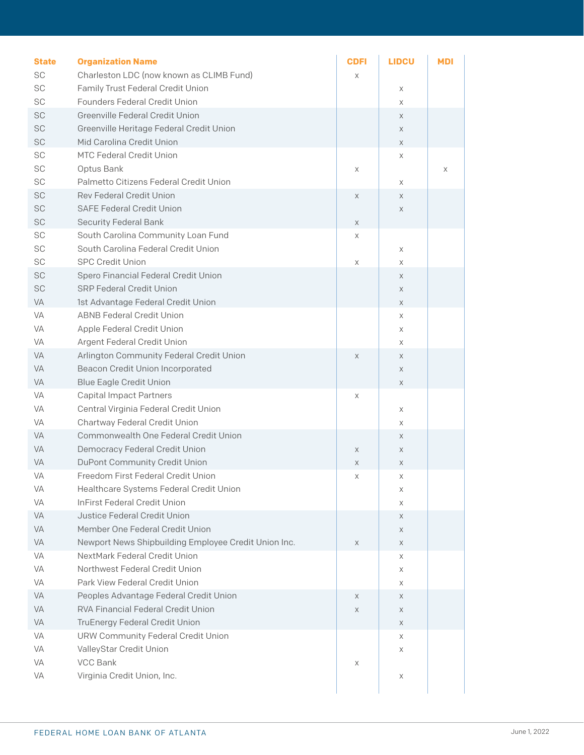| State | Organization Name | CDFI | LIDCU | MDI |
|---|---|---|---|---|
| SC | Charleston LDC (now known as CLIMB Fund) | x | | |
| SC | Family Trust Federal Credit Union | | x | |
| SC | Founders Federal Credit Union | | x | |
| SC | Greenville Federal Credit Union | | x | |
| SC | Greenville Heritage Federal Credit Union | | x | |
| SC | Mid Carolina Credit Union | | x | |
| SC | MTC Federal Credit Union | | x | |
| SC | Optus Bank | x | | x |
| SC | Palmetto Citizens Federal Credit Union | | x | |
| SC | Rev Federal Credit Union | x | x | |
| SC | SAFE Federal Credit Union | | x | |
| SC | Security Federal Bank | x | | |
| SC | South Carolina Community Loan Fund | x | | |
| SC | South Carolina Federal Credit Union | | x | |
| SC | SPC Credit Union | x | x | |
| SC | Spero Financial Federal Credit Union | | x | |
| SC | SRP Federal Credit Union | | x | |
| VA | 1st Advantage Federal Credit Union | | x | |
| VA | ABNB Federal Credit Union | | x | |
| VA | Apple Federal Credit Union | | x | |
| VA | Argent Federal Credit Union | | x | |
| VA | Arlington Community Federal Credit Union | x | x | |
| VA | Beacon Credit Union Incorporated | | x | |
| VA | Blue Eagle Credit Union | | x | |
| VA | Capital Impact Partners | x | | |
| VA | Central Virginia Federal Credit Union | | x | |
| VA | Chartway Federal Credit Union | | x | |
| VA | Commonwealth One Federal Credit Union | | x | |
| VA | Democracy Federal Credit Union | x | x | |
| VA | DuPont Community Credit Union | x | x | |
| VA | Freedom First Federal Credit Union | x | x | |
| VA | Healthcare Systems Federal Credit Union | | x | |
| VA | InFirst Federal Credit Union | | x | |
| VA | Justice Federal Credit Union | | x | |
| VA | Member One Federal Credit Union | | x | |
| VA | Newport News Shipbuilding Employee Credit Union Inc. | x | x | |
| VA | NextMark Federal Credit Union | | x | |
| VA | Northwest Federal Credit Union | | x | |
| VA | Park View Federal Credit Union | | x | |
| VA | Peoples Advantage Federal Credit Union | x | x | |
| VA | RVA Financial Federal Credit Union | x | x | |
| VA | TruEnergy Federal Credit Union | | x | |
| VA | URW Community Federal Credit Union | | x | |
| VA | ValleyStar Credit Union | | x | |
| VA | VCC Bank | x | | |
| VA | Virginia Credit Union, Inc. | | x | |